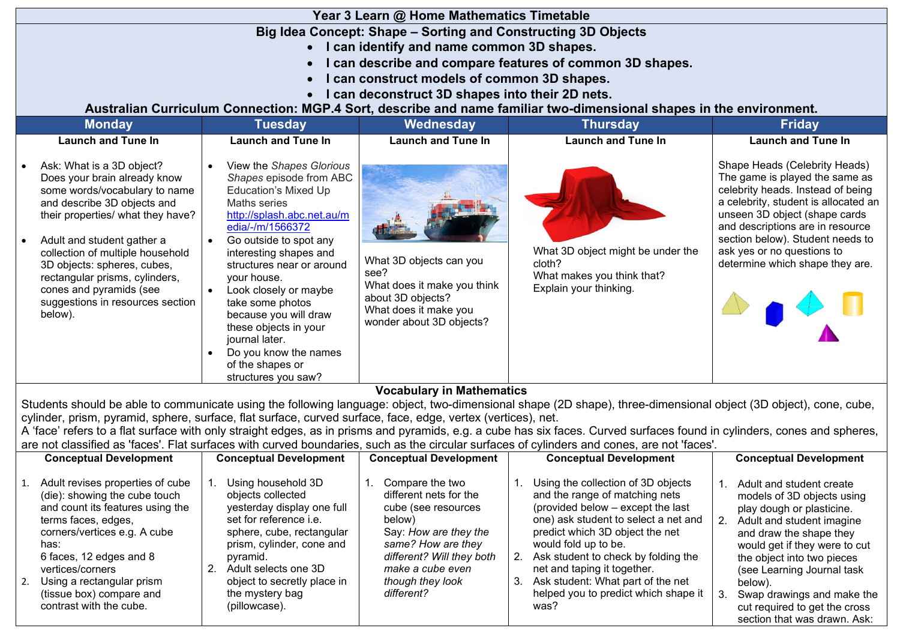# Year 3 Learn @ Home Mathematics Timetable

## Big Idea Concept: Shape – Sorting and Constructing 3D Objects

- **I can identify and name common 3D shapes.**
- **I can describe and compare features of common 3D shapes.**
- **I can construct models of common 3D shapes.**
- **I can deconstruct 3D shapes into their 2D nets.**

**Australian Curriculum Connection: MGP.4 Sort, describe and name familiar two-dimensional shapes in the environment.**

| Monday | Tuesday | Wednesday | Thursday | Friday |
|---|---|---|---|---|
| **Launch and Tune In**<br><br>• Ask: What is a 3D object? Does your brain already know some words/vocabulary to name and describe 3D objects and their properties/ what they have?<br>• Adult and student gather a collection of multiple household 3D objects: spheres, cubes, rectangular prisms, cylinders, cones and pyramids (see suggestions in resources section below). | **Launch and Tune In**<br><br>• View the *Shapes Glorious Shapes* episode from ABC Education's Mixed Up Maths series http://splash.abc.net.au/media/-/m/1566372<br>• Go outside to spot any interesting shapes and structures near or around your house.<br>• Look closely or maybe take some photos because you will draw these objects in your journal later.<br>• Do you know the names of the shapes or structures you saw? | **Launch and Tune In**<br><br>What 3D objects can you see?<br>What does it make you think about 3D objects?<br>What does it make you wonder about 3D objects? | **Launch and Tune In**<br><br>What 3D object might be under the cloth?<br>What makes you think that?<br>Explain your thinking. | **Launch and Tune In**<br><br>Shape Heads (Celebrity Heads)<br>The game is played the same as celebrity heads. Instead of being a celebrity, student is allocated an unseen 3D object (shape cards and descriptions are in resource section below). Student needs to ask yes or no questions to determine which shape they are. |

### Vocabulary in Mathematics

Students should be able to communicate using the following language: object, two-dimensional shape (2D shape), three-dimensional object (3D object), cone, cube, cylinder, prism, pyramid, sphere, surface, flat surface, curved surface, face, edge, vertex (vertices), net.

A 'face' refers to a flat surface with only straight edges, as in prisms and pyramids, e.g. a cube has six faces. Curved surfaces found in cylinders, cones and spheres, are not classified as 'faces'. Flat surfaces with curved boundaries, such as the circular surfaces of cylinders and cones, are not 'faces'.

| Monday | Tuesday | Wednesday | Thursday | Friday |
|---|---|---|---|---|
| **Conceptual Development**<br><br>1. Adult revises properties of cube (die): showing the cube touch and count its features using the terms faces, edges, corners/vertices e.g. A cube has:<br>6 faces, 12 edges and 8 vertices/corners<br>2. Using a rectangular prism (tissue box) compare and contrast with the cube. | **Conceptual Development**<br><br>1. Using household 3D objects collected yesterday display one full set for reference i.e. sphere, cube, rectangular prism, cylinder, cone and pyramid.<br>2. Adult selects one 3D object to secretly place in the mystery bag (pillowcase). | **Conceptual Development**<br><br>1. Compare the two different nets for the cube (see resources below)<br>Say: *How are they the same? How are they different? Will they both make a cube even though they look different?* | **Conceptual Development**<br><br>1. Using the collection of 3D objects and the range of matching nets (provided below – except the last one) ask student to select a net and predict which 3D object the net would fold up to be.<br>2. Ask student to check by folding the net and taping it together.<br>3. Ask student: What part of the net helped you to predict which shape it was? | **Conceptual Development**<br><br>1. Adult and student create models of 3D objects using play dough or plasticine.<br>2. Adult and student imagine and draw the shape they would get if they were to cut the object into two pieces (see Learning Journal task below).<br>3. Swap drawings and make the cut required to get the cross section that was drawn. Ask: |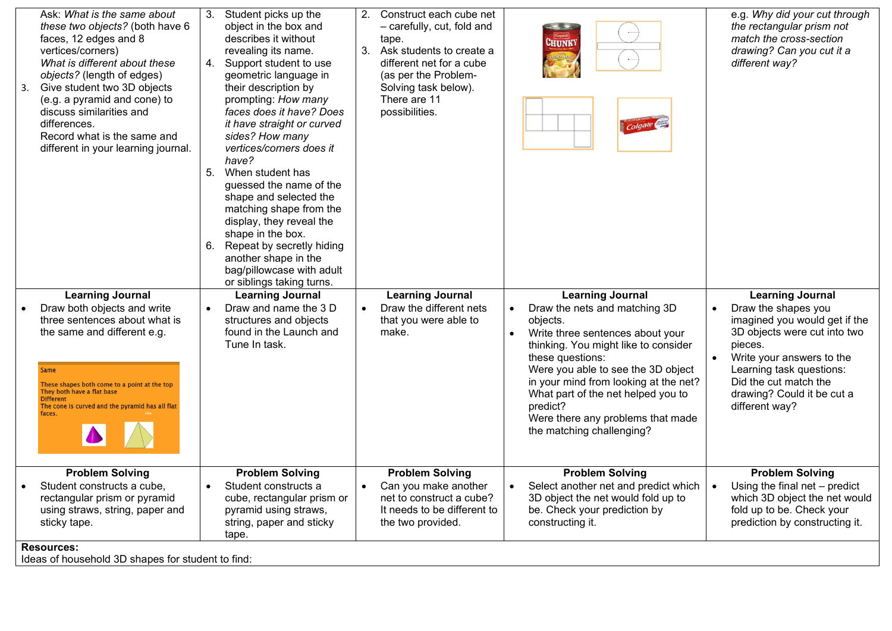| | | | | |
|---|---|---|---|---|
| Ask: *What is the same about these two objects?* (both have 6 faces, 12 edges and 8 vertices/corners)<br>*What is different about these objects?* (length of edges)<br>3. Give student two 3D objects (e.g. a pyramid and cone) to discuss similarities and differences.<br>Record what is the same and different in your learning journal. | 3. Student picks up the object in the box and describes it without revealing its name.<br>4. Support student to use geometric language in their description by prompting: *How many faces does it have? Does it have straight or curved sides? How many vertices/corners does it have?*<br>5. When student has guessed the name of the shape and selected the matching shape from the display, they reveal the shape in the box.<br>6. Repeat by secretly hiding another shape in the bag/pillowcase with adult or siblings taking turns. | 2. Construct each cube net – carefully, cut, fold and tape.<br>3. Ask students to create a different net for a cube (as per the Problem-Solving task below). There are 11 possibilities. | | e.g. *Why did your cut through the rectangular prism not match the cross-section drawing? Can you cut it a different way?* |
| **Learning Journal**<br>• Draw both objects and write three sentences about what is the same and different e.g.<br><br>Same<br>These shapes both come to a point at the top<br>They both have a flat base<br>Different<br>The cone is curved and the pyramid has all flat faces. | **Learning Journal**<br>• Draw and name the 3 D structures and objects found in the Launch and Tune In task. | **Learning Journal**<br>• Draw the different nets that you were able to make. | **Learning Journal**<br>• Draw the nets and matching 3D objects.<br>• Write three sentences about your thinking. You might like to consider these questions:<br>Were you able to see the 3D object in your mind from looking at the net?<br>What part of the net helped you to predict?<br>Were there any problems that made the matching challenging? | **Learning Journal**<br>• Draw the shapes you imagined you would get if the 3D objects were cut into two pieces.<br>• Write your answers to the Learning task questions:<br>Did the cut match the drawing? Could it be cut a different way? |
| **Problem Solving**<br>• Student constructs a cube, rectangular prism or pyramid using straws, string, paper and sticky tape. | **Problem Solving**<br>• Student constructs a cube, rectangular prism or pyramid using straws, string, paper and sticky tape. | **Problem Solving**<br>• Can you make another net to construct a cube? It needs to be different to the two provided. | **Problem Solving**<br>• Select another net and predict which 3D object the net would fold up to be. Check your prediction by constructing it. | **Problem Solving**<br>• Using the final net – predict which 3D object the net would fold up to be. Check your prediction by constructing it. |

**Resources:**
Ideas of household 3D shapes for student to find: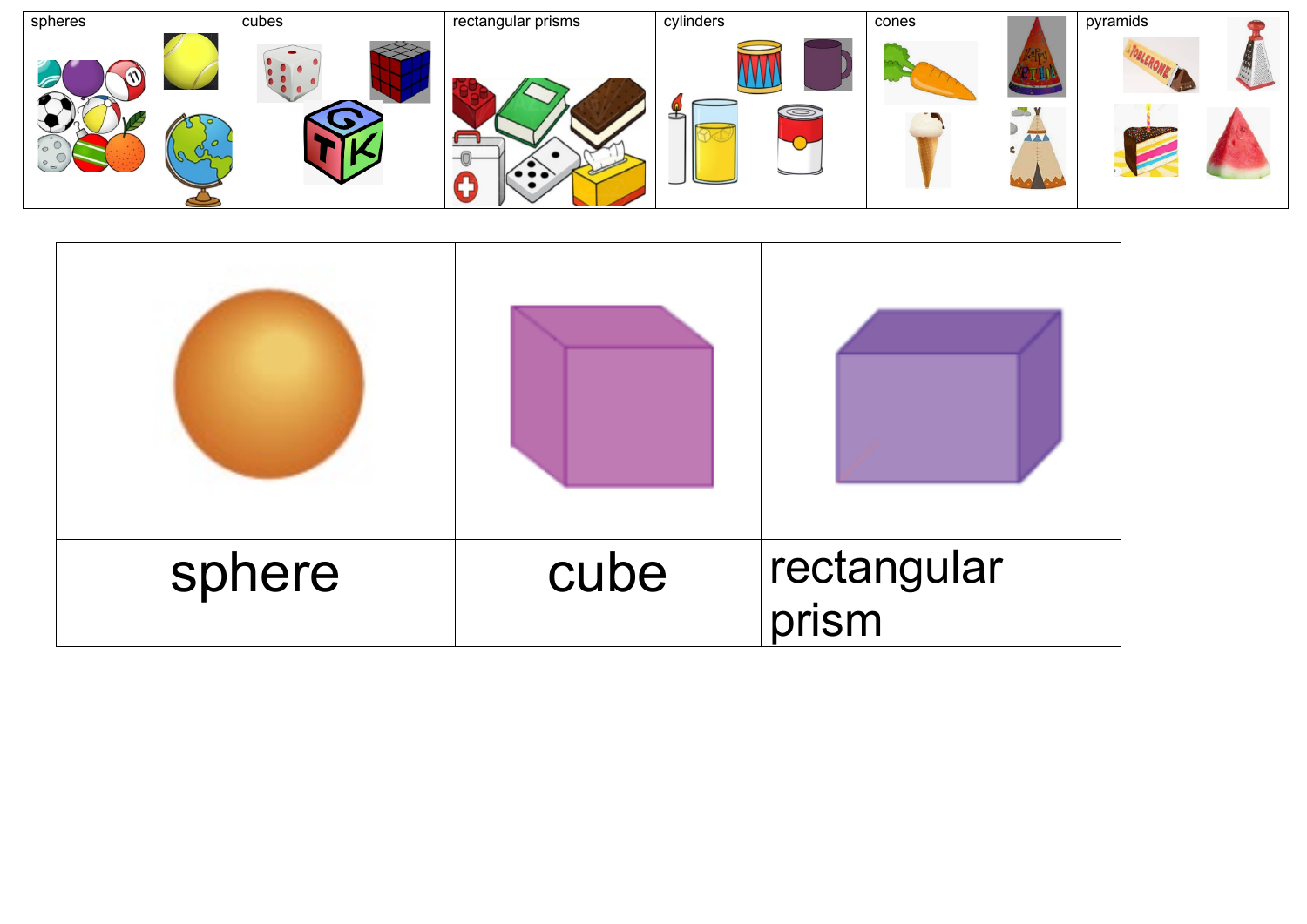| spheres | cubes | rectangular prisms | cylinders | cones | pyramids |
|---|---|---|---|---|---|
| | | | | | |

| | | |
|---|---|---|
| | | |
| sphere | cube | rectangular prism |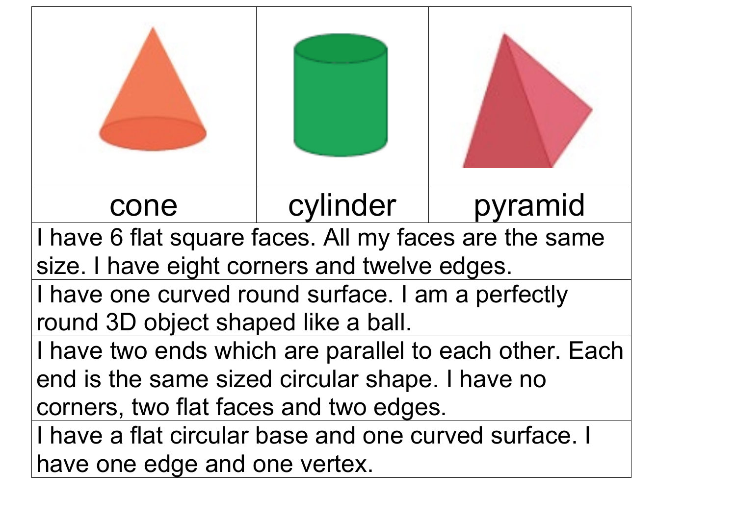| | | |
|---|---|---|
| cone | cylinder | pyramid |
| I have 6 flat square faces. All my faces are the same size. I have eight corners and twelve edges. | | |
| I have one curved round surface. I am a perfectly round 3D object shaped like a ball. | | |
| I have two ends which are parallel to each other. Each end is the same sized circular shape. I have no corners, two flat faces and two edges. | | |
| I have a flat circular base and one curved surface. I have one edge and one vertex. | | |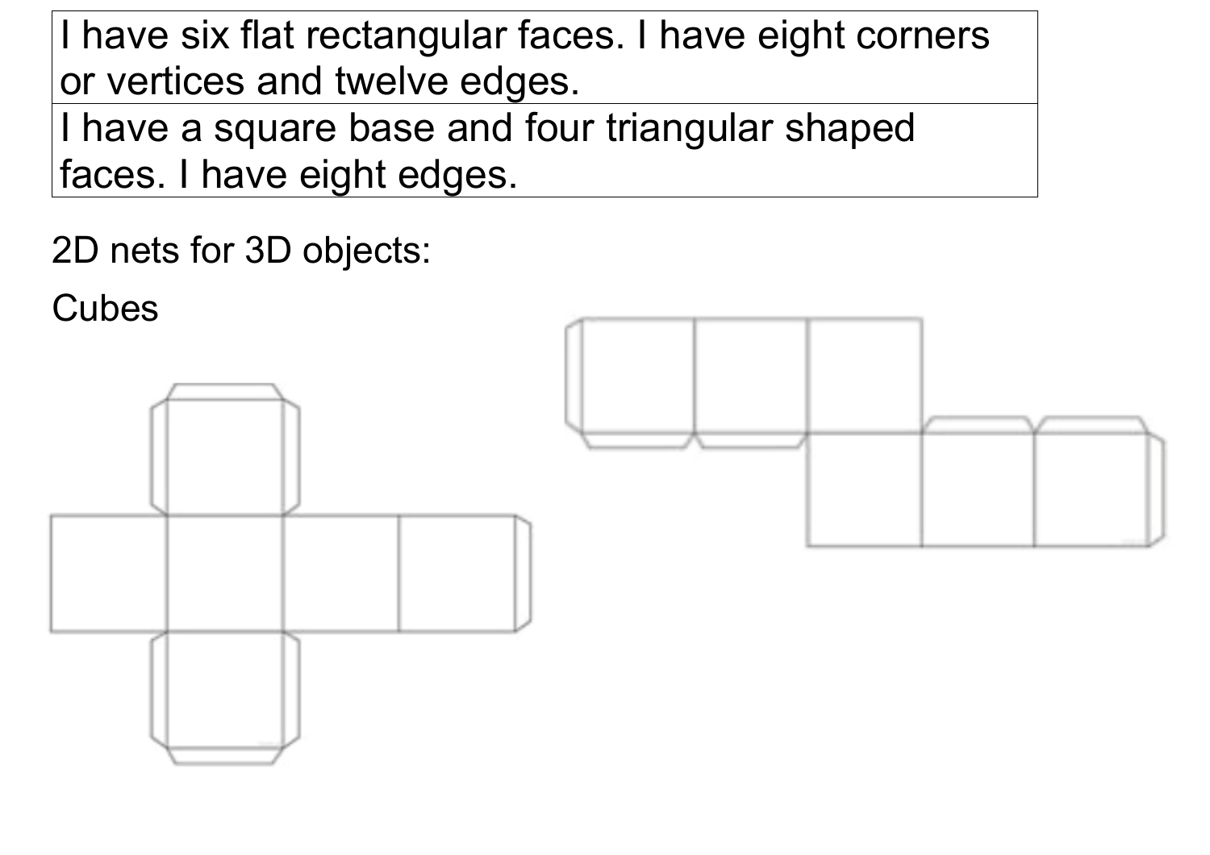| |
|---|
| I have six flat rectangular faces. I have eight corners or vertices and twelve edges. |
| I have a square base and four triangular shaped faces. I have eight edges. |

2D nets for 3D objects:

Cubes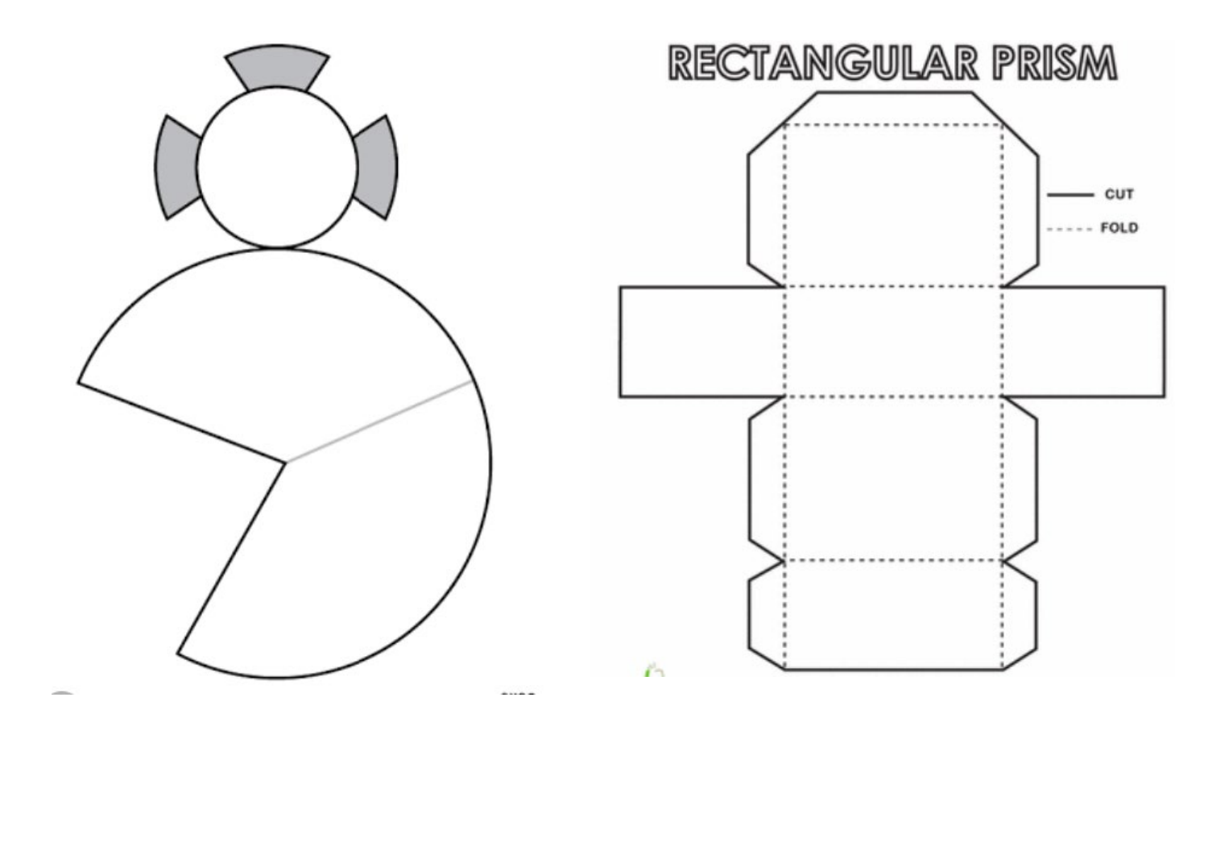# RECTANGULAR PRISM

CUT

FOLD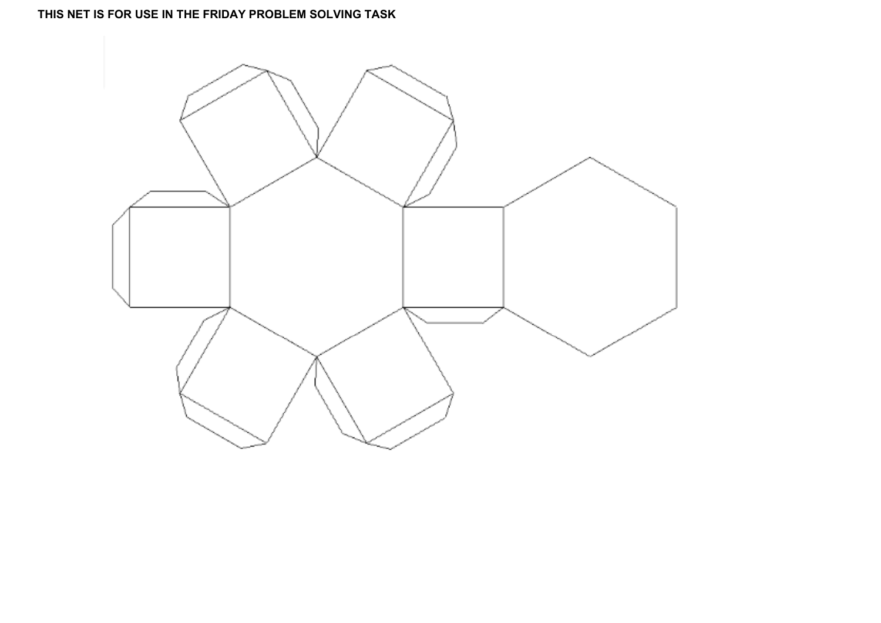**THIS NET IS FOR USE IN THE FRIDAY PROBLEM SOLVING TASK**